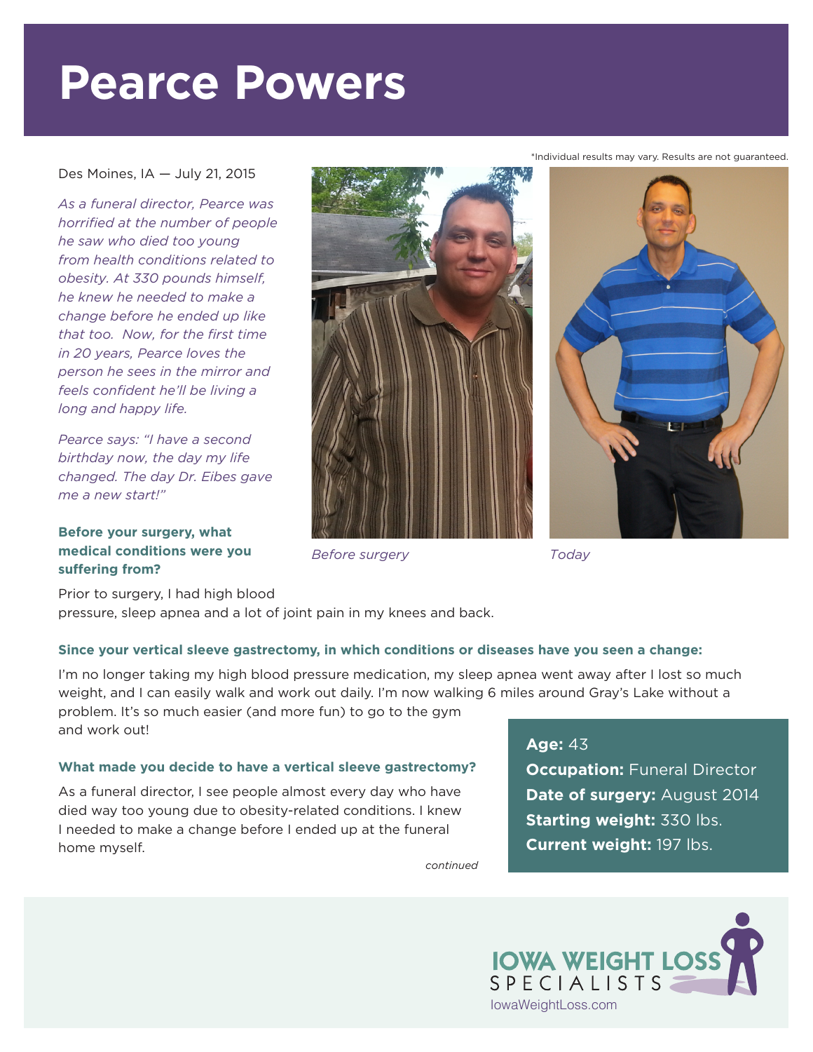# Pearce Powers

*Individual results may vary. Results are not guaranteed.

Des Moines, IA — July 21, 2015

*As a funeral director, Pearce was horrified at the number of people he saw who died too young from health conditions related to obesity. At 330 pounds himself, he knew he needed to make a change before he ended up like that too. Now, for the first time in 20 years, Pearce loves the person he sees in the mirror and feels confident he'll be living a long and happy life.*

*Pearce says: "I have a second birthday now, the day my life changed. The day Dr. Eibes gave me a new start!"*

*Before surgery*

*Today*

**Before your surgery, what medical conditions were you suffering from?**

Prior to surgery, I had high blood pressure, sleep apnea and a lot of joint pain in my knees and back.

**Since your vertical sleeve gastrectomy, in which conditions or diseases have you seen a change:**

I'm no longer taking my high blood pressure medication, my sleep apnea went away after I lost so much weight, and I can easily walk and work out daily. I'm now walking 6 miles around Gray's Lake without a problem. It's so much easier (and more fun) to go to the gym and work out!

**What made you decide to have a vertical sleeve gastrectomy?**

As a funeral director, I see people almost every day who have died way too young due to obesity-related conditions. I knew I needed to make a change before I ended up at the funeral home myself.

*continued*

**Age:** 43
**Occupation:** Funeral Director
**Date of surgery:** August 2014
**Starting weight:** 330 lbs.
**Current weight:** 197 lbs.

IOWA WEIGHT LOSS SPECIALISTS
IowaWeightLoss.com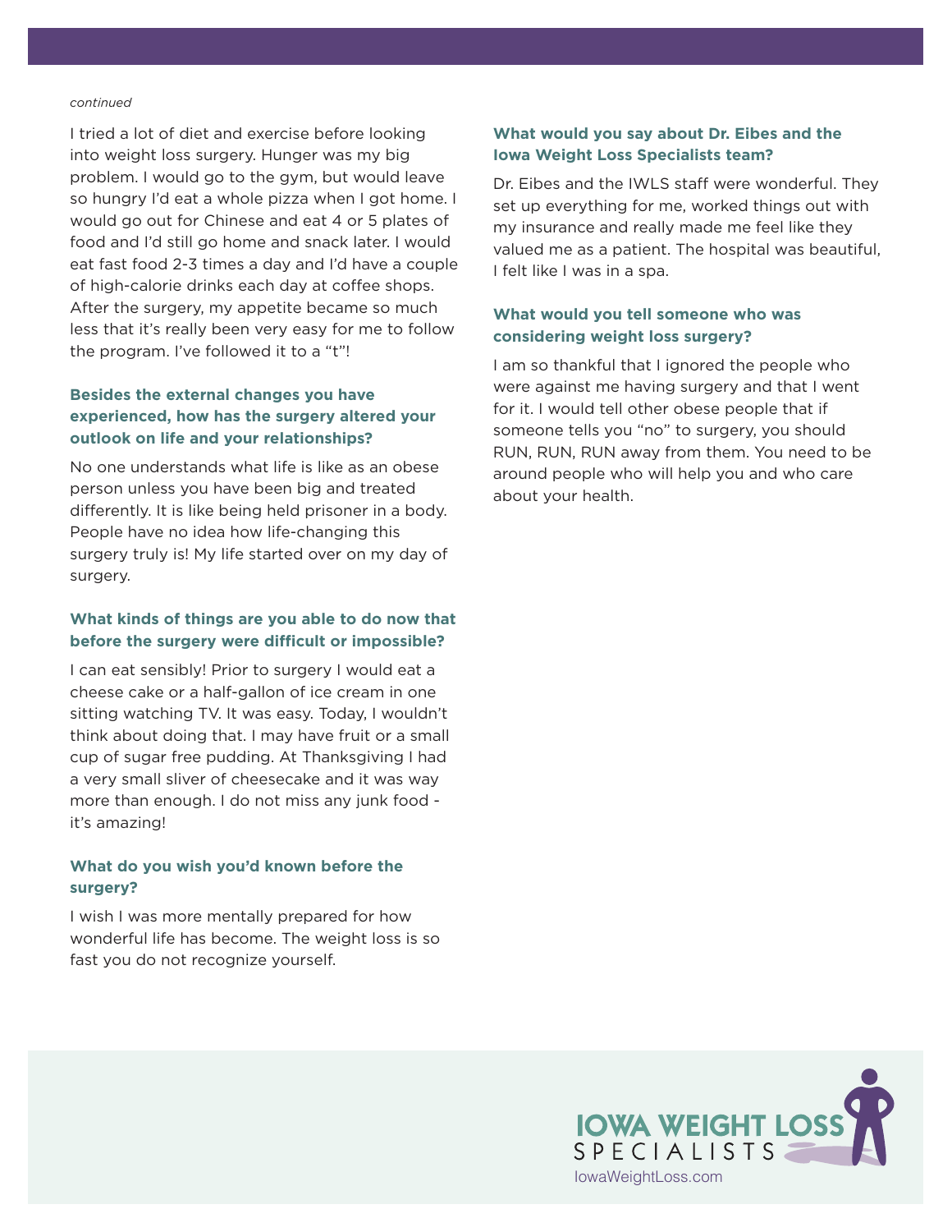*continued*

I tried a lot of diet and exercise before looking into weight loss surgery. Hunger was my big problem. I would go to the gym, but would leave so hungry I'd eat a whole pizza when I got home. I would go out for Chinese and eat 4 or 5 plates of food and I'd still go home and snack later. I would eat fast food 2-3 times a day and I'd have a couple of high-calorie drinks each day at coffee shops. After the surgery, my appetite became so much less that it's really been very easy for me to follow the program. I've followed it to a "t"!

**Besides the external changes you have experienced, how has the surgery altered your outlook on life and your relationships?**

No one understands what life is like as an obese person unless you have been big and treated differently. It is like being held prisoner in a body. People have no idea how life-changing this surgery truly is! My life started over on my day of surgery.

**What kinds of things are you able to do now that before the surgery were difficult or impossible?**

I can eat sensibly! Prior to surgery I would eat a cheese cake or a half-gallon of ice cream in one sitting watching TV. It was easy. Today, I wouldn't think about doing that. I may have fruit or a small cup of sugar free pudding. At Thanksgiving I had a very small sliver of cheesecake and it was way more than enough. I do not miss any junk food - it's amazing!

**What do you wish you'd known before the surgery?**

I wish I was more mentally prepared for how wonderful life has become. The weight loss is so fast you do not recognize yourself.

**What would you say about Dr. Eibes and the Iowa Weight Loss Specialists team?**

Dr. Eibes and the IWLS staff were wonderful. They set up everything for me, worked things out with my insurance and really made me feel like they valued me as a patient. The hospital was beautiful, I felt like I was in a spa.

**What would you tell someone who was considering weight loss surgery?**

I am so thankful that I ignored the people who were against me having surgery and that I went for it. I would tell other obese people that if someone tells you "no" to surgery, you should RUN, RUN, RUN away from them. You need to be around people who will help you and who care about your health.

IOWA WEIGHT LOSS SPECIALISTS

IowaWeightLoss.com